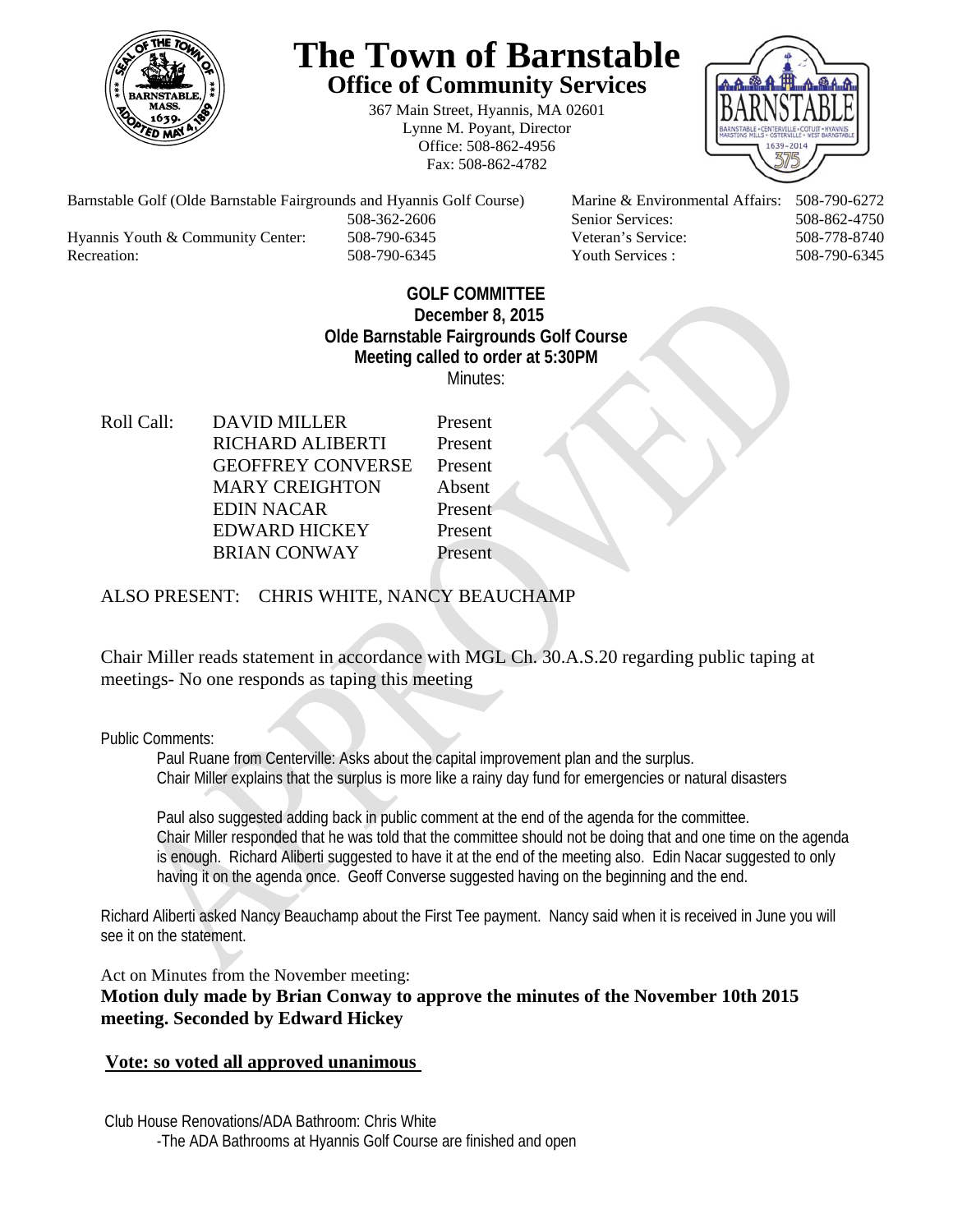# The Town of Barnstable

## Office of Community Services

367 Main Street, Hyannis, MA 02601
Lynne M. Poyant, Director
Office: 508-862-4956
Fax: 508-862-4782

| | | | |
|---|---|---|---|
| Barnstable Golf (Olde Barnstable Fairgrounds and Hyannis Golf Course) | 508-362-2606 | Marine & Environmental Affairs: | 508-790-6272 |
| | | Senior Services: | 508-862-4750 |
| Hyannis Youth & Community Center: | 508-790-6345 | Veteran's Service: | 508-778-8740 |
| Recreation: | 508-790-6345 | Youth Services : | 508-790-6345 |

**GOLF COMMITTEE**
**December 8, 2015**
**Olde Barnstable Fairgrounds Golf Course**
**Meeting called to order at 5:30PM**
Minutes:

| Roll Call: | | |
|---|---|---|
| | DAVID MILLER | Present |
| | RICHARD ALIBERTI | Present |
| | GEOFFREY CONVERSE | Present |
| | MARY CREIGHTON | Absent |
| | EDIN NACAR | Present |
| | EDWARD HICKEY | Present |
| | BRIAN CONWAY | Present |

ALSO PRESENT: CHRIS WHITE, NANCY BEAUCHAMP

Chair Miller reads statement in accordance with MGL Ch. 30.A.S.20 regarding public taping at meetings- No one responds as taping this meeting

Public Comments:

Paul Ruane from Centerville: Asks about the capital improvement plan and the surplus.
Chair Miller explains that the surplus is more like a rainy day fund for emergencies or natural disasters

Paul also suggested adding back in public comment at the end of the agenda for the committee.
Chair Miller responded that he was told that the committee should not be doing that and one time on the agenda is enough. Richard Aliberti suggested to have it at the end of the meeting also. Edin Nacar suggested to only having it on the agenda once. Geoff Converse suggested having on the beginning and the end.

Richard Aliberti asked Nancy Beauchamp about the First Tee payment. Nancy said when it is received in June you will see it on the statement.

Act on Minutes from the November meeting:
**Motion duly made by Brian Conway to approve the minutes of the November 10th 2015 meeting. Seconded by Edward Hickey**

**Vote: so voted all approved unanimous**

Club House Renovations/ADA Bathroom: Chris White

-The ADA Bathrooms at Hyannis Golf Course are finished and open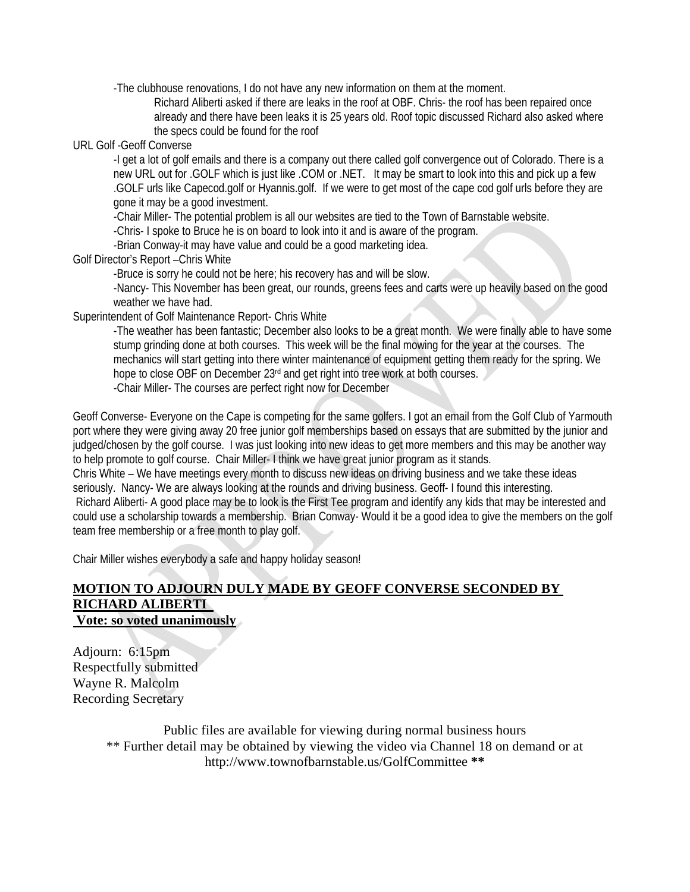-The clubhouse renovations, I do not have any new information on them at the moment.

Richard Aliberti asked if there are leaks in the roof at OBF. Chris- the roof has been repaired once already and there have been leaks it is 25 years old. Roof topic discussed Richard also asked where the specs could be found for the roof

URL Golf -Geoff Converse

-I get a lot of golf emails and there is a company out there called golf convergence out of Colorado. There is a new URL out for .GOLF which is just like .COM or .NET. It may be smart to look into this and pick up a few .GOLF urls like Capecod.golf or Hyannis.golf. If we were to get most of the cape cod golf urls before they are gone it may be a good investment.

-Chair Miller- The potential problem is all our websites are tied to the Town of Barnstable website.

-Chris- I spoke to Bruce he is on board to look into it and is aware of the program.

-Brian Conway-it may have value and could be a good marketing idea.

Golf Director's Report –Chris White

-Bruce is sorry he could not be here; his recovery has and will be slow.

-Nancy- This November has been great, our rounds, greens fees and carts were up heavily based on the good weather we have had.

Superintendent of Golf Maintenance Report- Chris White

-The weather has been fantastic; December also looks to be a great month. We were finally able to have some stump grinding done at both courses. This week will be the final mowing for the year at the courses. The mechanics will start getting into there winter maintenance of equipment getting them ready for the spring. We hope to close OBF on December 23rd and get right into tree work at both courses.

-Chair Miller- The courses are perfect right now for December

Geoff Converse- Everyone on the Cape is competing for the same golfers. I got an email from the Golf Club of Yarmouth port where they were giving away 20 free junior golf memberships based on essays that are submitted by the junior and judged/chosen by the golf course. I was just looking into new ideas to get more members and this may be another way to help promote to golf course. Chair Miller- I think we have great junior program as it stands.

Chris White – We have meetings every month to discuss new ideas on driving business and we take these ideas seriously. Nancy- We are always looking at the rounds and driving business. Geoff- I found this interesting.

Richard Aliberti- A good place may be to look is the First Tee program and identify any kids that may be interested and could use a scholarship towards a membership. Brian Conway- Would it be a good idea to give the members on the golf team free membership or a free month to play golf.

Chair Miller wishes everybody a safe and happy holiday season!

**MOTION TO ADJOURN DULY MADE BY GEOFF CONVERSE SECONDED BY RICHARD ALIBERTI**
**Vote: so voted unanimously**

Adjourn: 6:15pm
Respectfully submitted
Wayne R. Malcolm
Recording Secretary

Public files are available for viewing during normal business hours
** Further detail may be obtained by viewing the video via Channel 18 on demand or at http://www.townofbarnstable.us/GolfCommittee **